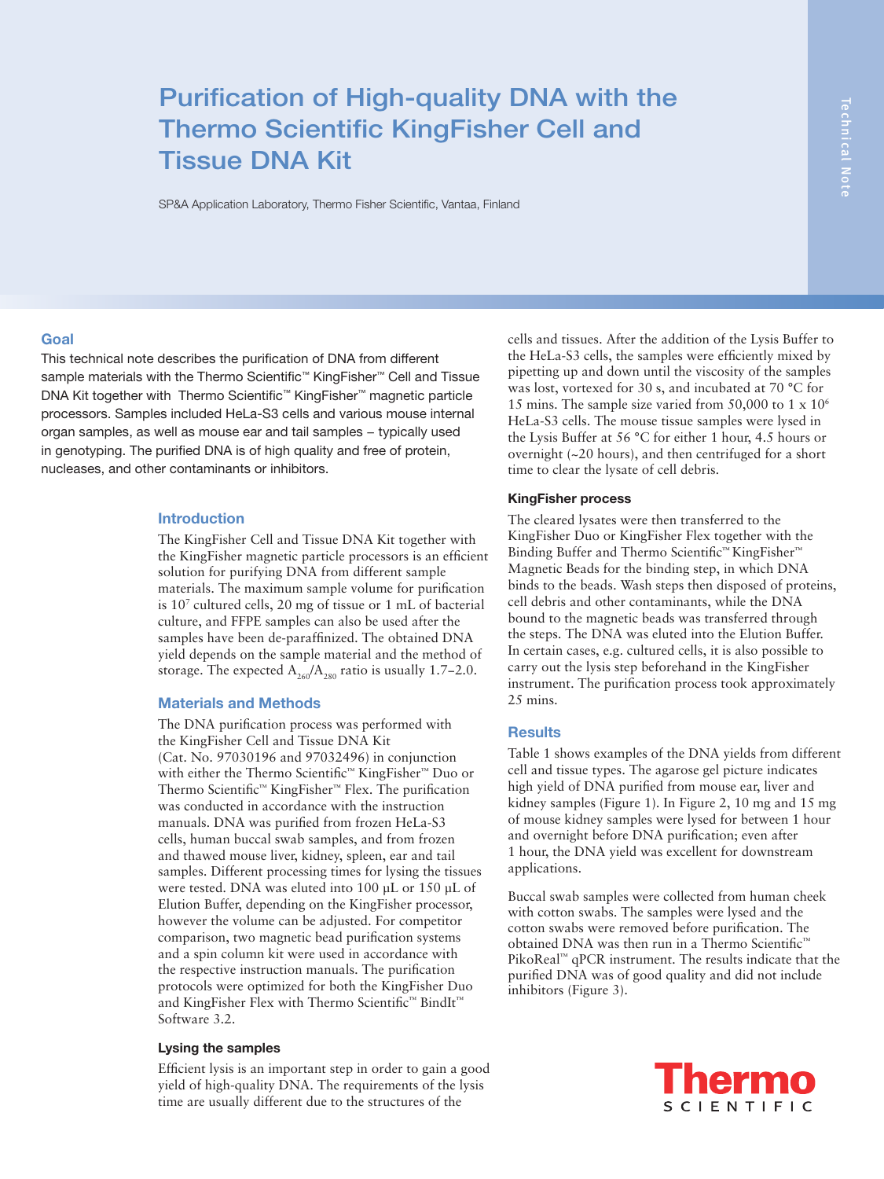# Purification of High-quality DNA with the Thermo Scientific KingFisher Cell and Tissue DNA Kit

SP&A Application Laboratory, Thermo Fisher Scientific, Vantaa, Finland

## Goal

This technical note describes the purification of DNA from different sample materials with the Thermo Scientific™ KingFisher™ Cell and Tissue DNA Kit together with Thermo Scientific™ KingFisher™ magnetic particle processors. Samples included HeLa-S3 cells and various mouse internal organ samples, as well as mouse ear and tail samples – typically used in genotyping. The purified DNA is of high quality and free of protein, nucleases, and other contaminants or inhibitors.

## Introduction

The KingFisher Cell and Tissue DNA Kit together with the KingFisher magnetic particle processors is an efficient solution for purifying DNA from different sample materials. The maximum sample volume for purification is $10^7$ cultured cells, 20 mg of tissue or 1 mL of bacterial culture, and FFPE samples can also be used after the samples have been de-paraffinized. The obtained DNA yield depends on the sample material and the method of storage. The expected $A_{260}/A_{280}$ ratio is usually 1.7–2.0.

## Materials and Methods

The DNA purification process was performed with the KingFisher Cell and Tissue DNA Kit (Cat. No. 97030196 and 97032496) in conjunction with either the Thermo Scientific™ KingFisher™ Duo or Thermo Scientific™ KingFisher™ Flex. The purification was conducted in accordance with the instruction manuals. DNA was purified from frozen HeLa-S3 cells, human buccal swab samples, and from frozen and thawed mouse liver, kidney, spleen, ear and tail samples. Different processing times for lysing the tissues were tested. DNA was eluted into 100 µL or 150 µL of Elution Buffer, depending on the KingFisher processor, however the volume can be adjusted. For competitor comparison, two magnetic bead purification systems and a spin column kit were used in accordance with the respective instruction manuals. The purification protocols were optimized for both the KingFisher Duo and KingFisher Flex with Thermo Scientific™ BindIt™ Software 3.2.

### Lysing the samples

Efficient lysis is an important step in order to gain a good yield of high-quality DNA. The requirements of the lysis time are usually different due to the structures of the cells and tissues. After the addition of the Lysis Buffer to the HeLa-S3 cells, the samples were efficiently mixed by pipetting up and down until the viscosity of the samples was lost, vortexed for 30 s, and incubated at 70 °C for 15 mins. The sample size varied from 50,000 to 1 x $10^6$ HeLa-S3 cells. The mouse tissue samples were lysed in the Lysis Buffer at 56 °C for either 1 hour, 4.5 hours or overnight (~20 hours), and then centrifuged for a short time to clear the lysate of cell debris.

### KingFisher process

The cleared lysates were then transferred to the KingFisher Duo or KingFisher Flex together with the Binding Buffer and Thermo Scientific™ KingFisher™ Magnetic Beads for the binding step, in which DNA binds to the beads. Wash steps then disposed of proteins, cell debris and other contaminants, while the DNA bound to the magnetic beads was transferred through the steps. The DNA was eluted into the Elution Buffer. In certain cases, e.g. cultured cells, it is also possible to carry out the lysis step beforehand in the KingFisher instrument. The purification process took approximately 25 mins.

## Results

Table 1 shows examples of the DNA yields from different cell and tissue types. The agarose gel picture indicates high yield of DNA purified from mouse ear, liver and kidney samples (Figure 1). In Figure 2, 10 mg and 15 mg of mouse kidney samples were lysed for between 1 hour and overnight before DNA purification; even after 1 hour, the DNA yield was excellent for downstream applications.

Buccal swab samples were collected from human cheek with cotton swabs. The samples were lysed and the cotton swabs were removed before purification. The obtained DNA was then run in a Thermo Scientific™ PikoReal™ qPCR instrument. The results indicate that the purified DNA was of good quality and did not include inhibitors (Figure 3).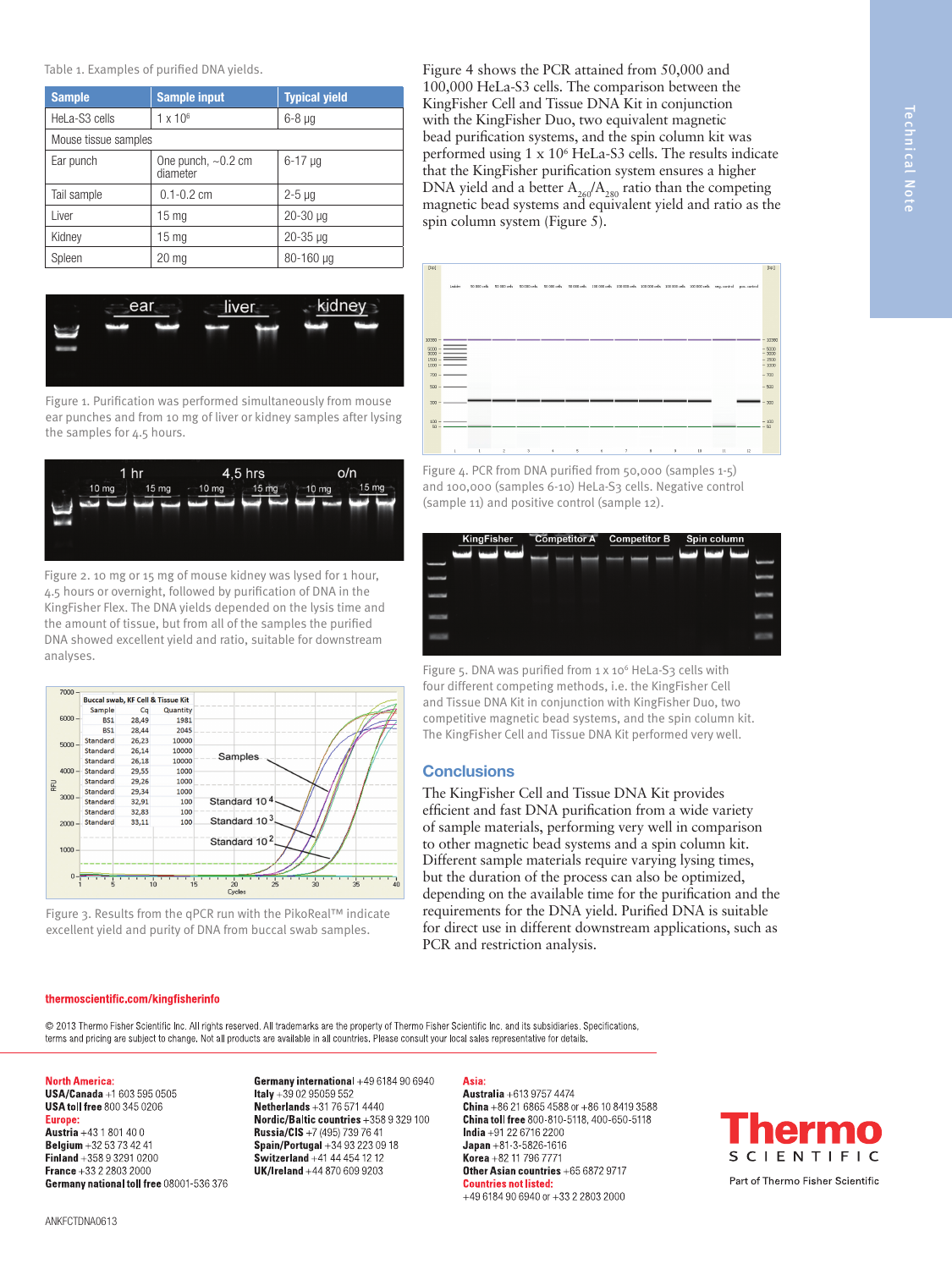Table 1. Examples of purified DNA yields.

| Sample | Sample input | Typical yield |
|---|---|---|
| HeLa-S3 cells | 1 x 10[6] | 6-8 µg |
| Mouse tissue samples | | |
| Ear punch | One punch, ~0.2 cm diameter | 6-17 µg |
| Tail sample | 0.1-0.2 cm | 2-5 µg |
| Liver | 15 mg | 20-30 µg |
| Kidney | 15 mg | 20-35 µg |
| Spleen | 20 mg | 80-160 µg |

ear
liver
kidney

Figure 1. Purification was performed simultaneously from mouse ear punches and from 10 mg of liver or kidney samples after lysing the samples for 4.5 hours.

1 hr
4,5 hrs
o/n
10 mg
15 mg
10 mg
15 mg
10 mg
15 mg

Figure 2. 10 mg or 15 mg of mouse kidney was lysed for 1 hour, 4.5 hours or overnight, followed by purification of DNA in the KingFisher Flex. The DNA yields depended on the lysis time and the amount of tissue, but from all of the samples the purified DNA showed excellent yield and ratio, suitable for downstream analyses.

Buccal swab, KF Cell & Tissue Kit

Sample Cq Quantity
BS1 28,49 1981
BS1 28,44 2045
Standard 26,23 10000
Standard 26,14 10000
Standard 26,18 10000
Standard 29,55 1000
Standard 29,26 1000
Standard 29,34 1000
Standard 32,91 100
Standard 32,83 100
Standard 33,11 100

Samples
Standard $10^4$
Standard $10^3$
Standard $10^2$

RFU
Cycles

Figure 3. Results from the qPCR run with the PikoReal™ indicate excellent yield and purity of DNA from buccal swab samples.

Figure 4 shows the PCR attained from 50,000 and 100,000 HeLa-S3 cells. The comparison between the KingFisher Cell and Tissue DNA Kit in conjunction with the KingFisher Duo, two equivalent magnetic bead purification systems, and the spin column kit was performed using 1 x 10[6] HeLa-S3 cells. The results indicate that the KingFisher purification system ensures a higher DNA yield and a better $A_{260}/A_{280}$ ratio than the competing magnetic bead systems and equivalent yield and ratio as the spin column system (Figure 5).

Figure 4. PCR from DNA purified from 50,000 (samples 1-5) and 100,000 (samples 6-10) HeLa-S3 cells. Negative control (sample 11) and positive control (sample 12).

KingFisher
Competitor A
Competitor B
Spin column

Figure 5. DNA was purified from 1 x 10[6] HeLa-S3 cells with four different competing methods, i.e. the KingFisher Cell and Tissue DNA Kit in conjunction with KingFisher Duo, two competitive magnetic bead systems, and the spin column kit. The KingFisher Cell and Tissue DNA Kit performed very well.

## Conclusions

The KingFisher Cell and Tissue DNA Kit provides efficient and fast DNA purification from a wide variety of sample materials, performing very well in comparison to other magnetic bead systems and a spin column kit. Different sample materials require varying lysing times, but the duration of the process can also be optimized, depending on the available time for the purification and the requirements for the DNA yield. Purified DNA is suitable for direct use in different downstream applications, such as PCR and restriction analysis.

**thermoscientific.com/kingfisherinfo**

© 2013 Thermo Fisher Scientific Inc. All rights reserved. All trademarks are the property of Thermo Fisher Scientific Inc. and its subsidiaries. Specifications, terms and pricing are subject to change. Not all products are available in all countries. Please consult your local sales representative for details.

**North America:**
**USA/Canada** +1 603 595 0505
**USA toll free** 800 345 0206
**Europe:**
**Austria** +43 1 801 40 0
**Belgium** +32 53 73 42 41
**Finland** +358 9 3291 0200
**France** +33 2 2803 2000
**Germany national toll free** 08001-536 376
**Germany international** +49 6184 90 6940
**Italy** +39 02 95059 552
**Netherlands** +31 76 571 4440
**Nordic/Baltic countries** +358 9 329 100
**Russia/CIS** +7 (495) 739 76 41
**Spain/Portugal** +34 93 223 09 18
**Switzerland** +41 44 454 12 12
**UK/Ireland** +44 870 609 9203
**Asia:**
**Australia** +613 9757 4474
**China** +86 21 6865 4588 or +86 10 8419 3588
**China toll free** 800-810-5118, 400-650-5118
**India** +91 22 6716 2200
**Japan** +81-3-5826-1616
**Korea** +82 11 796 7771
**Other Asian countries** +65 6872 9717
**Countries not listed:**
+49 6184 90 6940 or +33 2 2803 2000

Thermo SCIENTIFIC
Part of Thermo Fisher Scientific

ANKFCTDNA0613